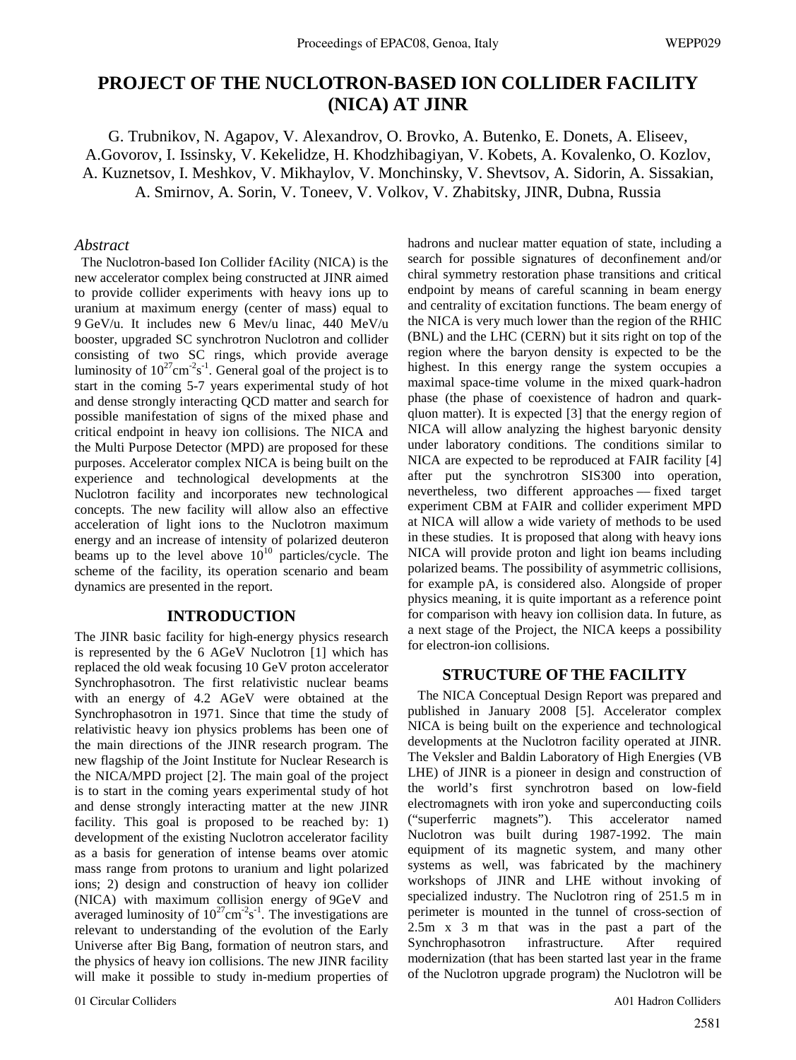# PROJECT OF THE NUCLOTRON-BASED ION COLLIDER FACILITY (NICA) AT JINR

G. Trubnikov, N. Agapov, V. Alexandrov, O. Brovko, A. Butenko, E. Donets, A. Eliseev, A.Govorov, I. Issinsky, V. Kekelidze, H. Khodzhibagiyan, V. Kobets, A. Kovalenko, O. Kozlov, A. Kuznetsov, I. Meshkov, V. Mikhaylov, V. Monchinsky, V. Shevtsov, A. Sidorin, A. Sissakian, A. Smirnov, A. Sorin, V. Toneev, V. Volkov, V. Zhabitsky, JINR, Dubna, Russia

## *Abstract*

The Nuclotron-based Ion Collider fAcility (NICA) is the new accelerator complex being constructed at JINR aimed to provide collider experiments with heavy ions up to uranium at maximum energy (center of mass) equal to 9 GeV/u. It includes new 6 Mev/u linac, 440 MeV/u booster, upgraded SC synchrotron Nuclotron and collider consisting of two SC rings, which provide average luminosity of $10^{27}$cm$^{-2}$s$^{-1}$. General goal of the project is to start in the coming 5-7 years experimental study of hot and dense strongly interacting QCD matter and search for possible manifestation of signs of the mixed phase and critical endpoint in heavy ion collisions. The NICA and the Multi Purpose Detector (MPD) are proposed for these purposes. Accelerator complex NICA is being built on the experience and technological developments at the Nuclotron facility and incorporates new technological concepts. The new facility will allow also an effective acceleration of light ions to the Nuclotron maximum energy and an increase of intensity of polarized deuteron beams up to the level above $10^{10}$ particles/cycle. The scheme of the facility, its operation scenario and beam dynamics are presented in the report.

## INTRODUCTION

The JINR basic facility for high-energy physics research is represented by the 6 AGeV Nuclotron [1] which has replaced the old weak focusing 10 GeV proton accelerator Synchrophasotron. The first relativistic nuclear beams with an energy of 4.2 AGeV were obtained at the Synchrophasotron in 1971. Since that time the study of relativistic heavy ion physics problems has been one of the main directions of the JINR research program. The new flagship of the Joint Institute for Nuclear Research is the NICA/MPD project [2]. The main goal of the project is to start in the coming years experimental study of hot and dense strongly interacting matter at the new JINR facility. This goal is proposed to be reached by: 1) development of the existing Nuclotron accelerator facility as a basis for generation of intense beams over atomic mass range from protons to uranium and light polarized ions; 2) design and construction of heavy ion collider (NICA) with maximum collision energy of 9GeV and averaged luminosity of $10^{27}$cm$^{-2}$s$^{-1}$. The investigations are relevant to understanding of the evolution of the Early Universe after Big Bang, formation of neutron stars, and the physics of heavy ion collisions. The new JINR facility will make it possible to study in-medium properties of hadrons and nuclear matter equation of state, including a search for possible signatures of deconfinement and/or chiral symmetry restoration phase transitions and critical endpoint by means of careful scanning in beam energy and centrality of excitation functions. The beam energy of the NICA is very much lower than the region of the RHIC (BNL) and the LHC (CERN) but it sits right on top of the region where the baryon density is expected to be the highest. In this energy range the system occupies a maximal space-time volume in the mixed quark-hadron phase (the phase of coexistence of hadron and quark-qluon matter). It is expected [3] that the energy region of NICA will allow analyzing the highest baryonic density under laboratory conditions. The conditions similar to NICA are expected to be reproduced at FAIR facility [4] after put the synchrotron SIS300 into operation, nevertheless, two different approaches — fixed target experiment CBM at FAIR and collider experiment MPD at NICA will allow a wide variety of methods to be used in these studies. It is proposed that along with heavy ions NICA will provide proton and light ion beams including polarized beams. The possibility of asymmetric collisions, for example pA, is considered also. Alongside of proper physics meaning, it is quite important as a reference point for comparison with heavy ion collision data. In future, as a next stage of the Project, the NICA keeps a possibility for electron-ion collisions.

## STRUCTURE OF THE FACILITY

The NICA Conceptual Design Report was prepared and published in January 2008 [5]. Accelerator complex NICA is being built on the experience and technological developments at the Nuclotron facility operated at JINR. The Veksler and Baldin Laboratory of High Energies (VB LHE) of JINR is a pioneer in design and construction of the world's first synchrotron based on low-field electromagnets with iron yoke and superconducting coils ("superferric magnets"). This accelerator named Nuclotron was built during 1987-1992. The main equipment of its magnetic system, and many other systems as well, was fabricated by the machinery workshops of JINR and LHE without invoking of specialized industry. The Nuclotron ring of 251.5 m in perimeter is mounted in the tunnel of cross-section of 2.5m x 3 m that was in the past a part of the Synchrophasotron infrastructure. After required modernization (that has been started last year in the frame of the Nuclotron upgrade program) the Nuclotron will be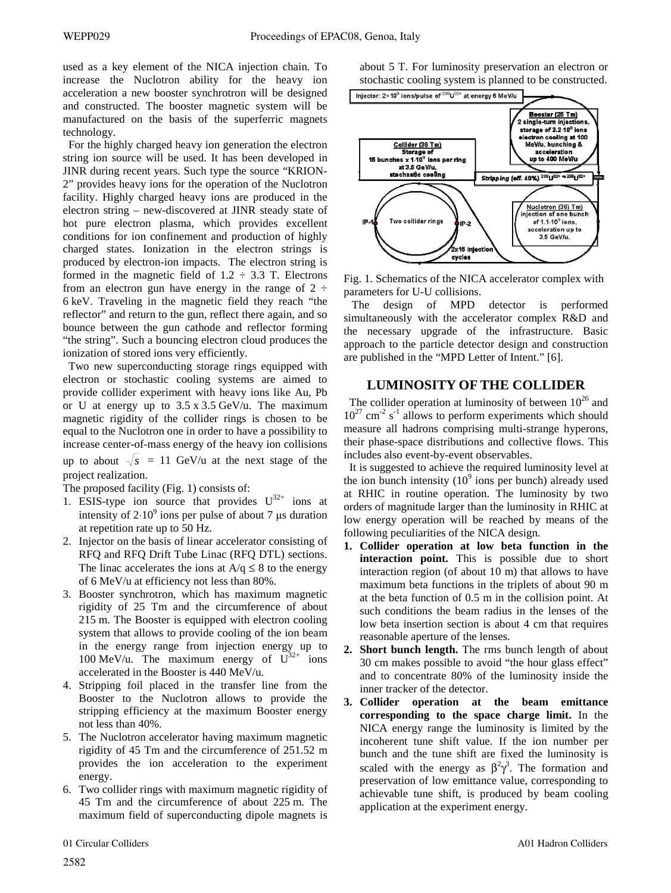used as a key element of the NICA injection chain. To increase the Nuclotron ability for the heavy ion acceleration a new booster synchrotron will be designed and constructed. The booster magnetic system will be manufactured on the basis of the superferric magnets technology.

For the highly charged heavy ion generation the electron string ion source will be used. It has been developed in JINR during recent years. Such type the source "KRION-2" provides heavy ions for the operation of the Nuclotron facility. Highly charged heavy ions are produced in the electron string – new-discovered at JINR steady state of hot pure electron plasma, which provides excellent conditions for ion confinement and production of highly charged states. Ionization in the electron strings is produced by electron-ion impacts. The electron string is formed in the magnetic field of 1.2 ÷ 3.3 T. Electrons from an electron gun have energy in the range of 2 ÷ 6 keV. Traveling in the magnetic field they reach "the reflector" and return to the gun, reflect there again, and so bounce between the gun cathode and reflector forming "the string". Such a bouncing electron cloud produces the ionization of stored ions very efficiently.

Two new superconducting storage rings equipped with electron or stochastic cooling systems are aimed to provide collider experiment with heavy ions like Au, Pb or U at energy up to 3.5 x 3.5 GeV/u. The maximum magnetic rigidity of the collider rings is chosen to be equal to the Nuclotron one in order to have a possibility to increase center-of-mass energy of the heavy ion collisions up to about $\sqrt{s}$ = 11 GeV/u at the next stage of the project realization.

The proposed facility (Fig. 1) consists of:

1. ESIS-type ion source that provides $U^{32+}$ ions at intensity of $2 \cdot 10^9$ ions per pulse of about 7 μs duration at repetition rate up to 50 Hz.
2. Injector on the basis of linear accelerator consisting of RFQ and RFQ Drift Tube Linac (RFQ DTL) sections. The linac accelerates the ions at $A/q \leq 8$ to the energy of 6 MeV/u at efficiency not less than 80%.
3. Booster synchrotron, which has maximum magnetic rigidity of 25 Tm and the circumference of about 215 m. The Booster is equipped with electron cooling system that allows to provide cooling of the ion beam in the energy range from injection energy up to 100 MeV/u. The maximum energy of $U^{32+}$ ions accelerated in the Booster is 440 MeV/u.
4. Stripping foil placed in the transfer line from the Booster to the Nuclotron allows to provide the stripping efficiency at the maximum Booster energy not less than 40%.
5. The Nuclotron accelerator having maximum magnetic rigidity of 45 Tm and the circumference of 251.52 m provides the ion acceleration to the experiment energy.
6. Two collider rings with maximum magnetic rigidity of 45 Tm and the circumference of about 225 m. The maximum field of superconducting dipole magnets is about 5 T. For luminosity preservation an electron or stochastic cooling system is planned to be constructed.

Fig. 1. Schematics of the NICA accelerator complex with parameters for U-U collisions.

The design of MPD detector is performed simultaneously with the accelerator complex R&D and the necessary upgrade of the infrastructure. Basic approach to the particle detector design and construction are published in the "MPD Letter of Intent." [6].

## LUMINOSITY OF THE COLLIDER

The collider operation at luminosity of between $10^{26}$ and $10^{27}$ $cm^{-2}$ $s^{-1}$ allows to perform experiments which should measure all hadrons comprising multi-strange hyperons, their phase-space distributions and collective flows. This includes also event-by-event observables.

It is suggested to achieve the required luminosity level at the ion bunch intensity ($10^9$ ions per bunch) already used at RHIC in routine operation. The luminosity by two orders of magnitude larger than the luminosity in RHIC at low energy operation will be reached by means of the following peculiarities of the NICA design.

1. **Collider operation at low beta function in the interaction point.** This is possible due to short interaction region (of about 10 m) that allows to have maximum beta functions in the triplets of about 90 m at the beta function of 0.5 m in the collision point. At such conditions the beam radius in the lenses of the low beta insertion section is about 4 cm that requires reasonable aperture of the lenses.
2. **Short bunch length.** The rms bunch length of about 30 cm makes possible to avoid "the hour glass effect" and to concentrate 80% of the luminosity inside the inner tracker of the detector.
3. **Collider operation at the beam emittance corresponding to the space charge limit.** In the NICA energy range the luminosity is limited by the incoherent tune shift value. If the ion number per bunch and the tune shift are fixed the luminosity is scaled with the energy as $\beta^2\gamma^3$. The formation and preservation of low emittance value, corresponding to achievable tune shift, is produced by beam cooling application at the experiment energy.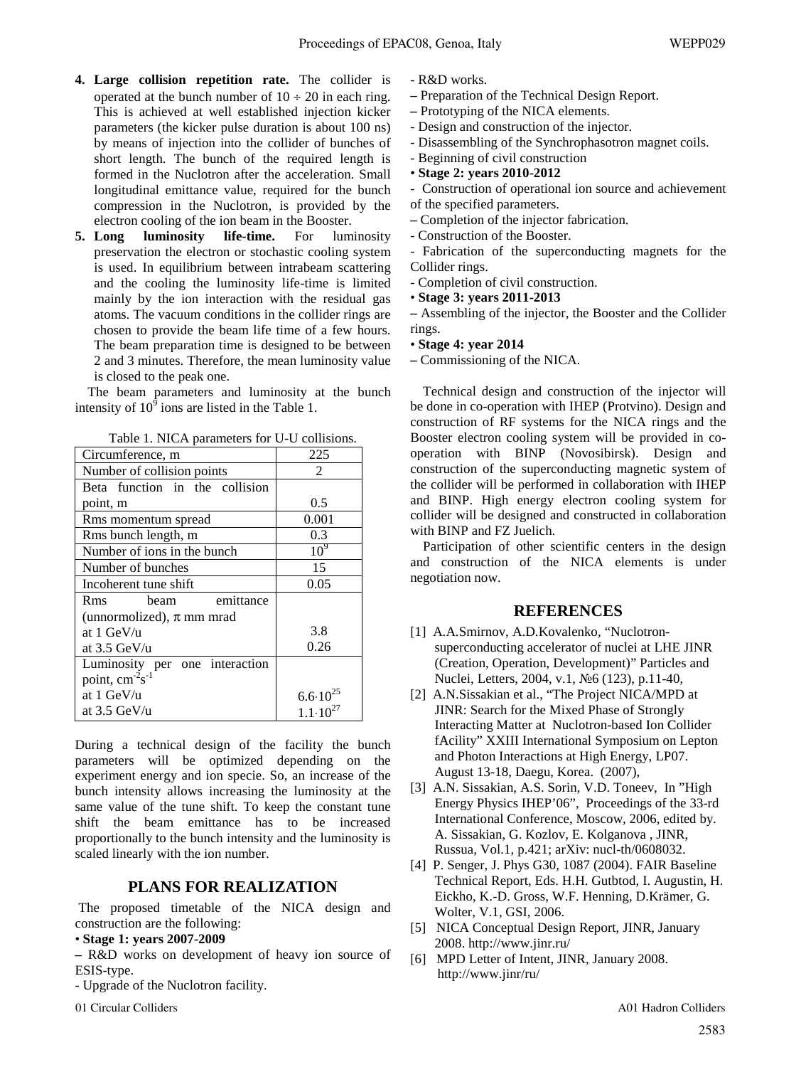4. **Large collision repetition rate.** The collider is operated at the bunch number of $10 \div 20$ in each ring. This is achieved at well established injection kicker parameters (the kicker pulse duration is about 100 ns) by means of injection into the collider of bunches of short length. The bunch of the required length is formed in the Nuclotron after the acceleration. Small longitudinal emittance value, required for the bunch compression in the Nuclotron, is provided by the electron cooling of the ion beam in the Booster.
5. **Long luminosity life-time.** For luminosity preservation the electron or stochastic cooling system is used. In equilibrium between intrabeam scattering and the cooling the luminosity life-time is limited mainly by the ion interaction with the residual gas atoms. The vacuum conditions in the collider rings are chosen to provide the beam life time of a few hours. The beam preparation time is designed to be between 2 and 3 minutes. Therefore, the mean luminosity value is closed to the peak one.

The beam parameters and luminosity at the bunch intensity of $10^9$ ions are listed in the Table 1.

Table 1. NICA parameters for U-U collisions.

| | |
|---|---|
| Circumference, m | 225 |
| Number of collision points | 2 |
| Beta function in the collision point, m | 0.5 |
| Rms momentum spread | 0.001 |
| Rms bunch length, m | 0.3 |
| Number of ions in the bunch | $10^9$ |
| Number of bunches | 15 |
| Incoherent tune shift | 0.05 |
| Rms beam emittance (unnormolized), $\pi$ mm mrad | |
| at 1 GeV/u | 3.8 |
| at 3.5 GeV/u | 0.26 |
| Luminosity per one interaction point, $cm^{-2}s^{-1}$ | |
| at 1 GeV/u | $6.6 \cdot 10^{25}$ |
| at 3.5 GeV/u | $1.1 \cdot 10^{27}$ |

During a technical design of the facility the bunch parameters will be optimized depending on the experiment energy and ion specie. So, an increase of the bunch intensity allows increasing the luminosity at the same value of the tune shift. To keep the constant tune shift the beam emittance has to be increased proportionally to the bunch intensity and the luminosity is scaled linearly with the ion number.

## PLANS FOR REALIZATION

The proposed timetable of the NICA design and construction are the following:

• **Stage 1: years 2007-2009**

– R&D works on development of heavy ion source of ESIS-type.

- Upgrade of the Nuclotron facility.

- R&D works.

– Preparation of the Technical Design Report.

– Prototyping of the NICA elements.

- Design and construction of the injector.

- Disassembling of the Synchrophasotron magnet coils.

- Beginning of civil construction

• **Stage 2: years 2010-2012**

- Construction of operational ion source and achievement of the specified parameters.

– Completion of the injector fabrication.

- Construction of the Booster.

- Fabrication of the superconducting magnets for the Collider rings.

- Completion of civil construction.

• **Stage 3: years 2011-2013**

– Assembling of the injector, the Booster and the Collider rings.

• **Stage 4: year 2014**

– Commissioning of the NICA.

Technical design and construction of the injector will be done in co-operation with IHEP (Protvino). Design and construction of RF systems for the NICA rings and the Booster electron cooling system will be provided in co-operation with BINP (Novosibirsk). Design and construction of the superconducting magnetic system of the collider will be performed in collaboration with IHEP and BINP. High energy electron cooling system for collider will be designed and constructed in collaboration with BINP and FZ Juelich.

Participation of other scientific centers in the design and construction of the NICA elements is under negotiation now.

## REFERENCES

[1] A.A.Smirnov, A.D.Kovalenko, "Nuclotron-superconducting accelerator of nuclei at LHE JINR (Creation, Operation, Development)" Particles and Nuclei, Letters, 2004, v.1, №6 (123), p.11-40,

[2] A.N.Sissakian et al., "The Project NICA/MPD at JINR: Search for the Mixed Phase of Strongly Interacting Matter at Nuclotron-based Ion Collider fAcility" XXIII International Symposium on Lepton and Photon Interactions at High Energy, LP07. August 13-18, Daegu, Korea. (2007),

[3] A.N. Sissakian, A.S. Sorin, V.D. Toneev, In "High Energy Physics IHEP'06", Proceedings of the 33-rd International Conference, Moscow, 2006, edited by. A. Sissakian, G. Kozlov, E. Kolganova , JINR, Russua, Vol.1, p.421; arXiv: nucl-th/0608032.

[4] P. Senger, J. Phys G30, 1087 (2004). FAIR Baseline Technical Report, Eds. H.H. Gutbtod, I. Augustin, H. Eickho, K.-D. Gross, W.F. Henning, D.Krämer, G. Wolter, V.1, GSI, 2006.

[5] NICA Conceptual Design Report, JINR, January 2008. http://www.jinr.ru/

[6] MPD Letter of Intent, JINR, January 2008. http://www.jinr/ru/